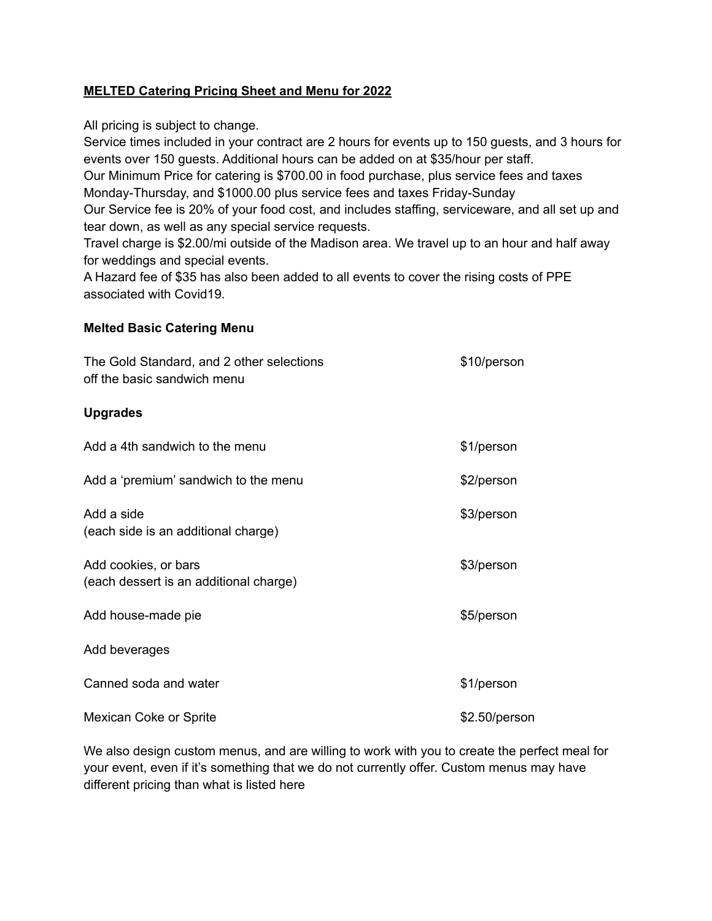**MELTED Catering Pricing Sheet and Menu for 2022**

All pricing is subject to change.

Service times included in your contract are 2 hours for events up to 150 guests, and 3 hours for events over 150 guests. Additional hours can be added on at $35/hour per staff.

Our Minimum Price for catering is $700.00 in food purchase, plus service fees and taxes Monday-Thursday, and $1000.00 plus service fees and taxes Friday-Sunday

Our Service fee is 20% of your food cost, and includes staffing, serviceware, and all set up and tear down, as well as any special service requests.

Travel charge is $2.00/mi outside of the Madison area. We travel up to an hour and half away for weddings and special events.

A Hazard fee of $35 has also been added to all events to cover the rising costs of PPE associated with Covid19.

**Melted Basic Catering Menu**

| | |
|---|---|
| The Gold Standard, and 2 other selections off the basic sandwich menu | $10/person |

**Upgrades**

| | |
|---|---|
| Add a 4th sandwich to the menu | $1/person |
| Add a 'premium' sandwich to the menu | $2/person |
| Add a side (each side is an additional charge) | $3/person |
| Add cookies, or bars (each dessert is an additional charge) | $3/person |
| Add house-made pie | $5/person |
| Add beverages | |
| Canned soda and water | $1/person |
| Mexican Coke or Sprite | $2.50/person |

We also design custom menus, and are willing to work with you to create the perfect meal for your event, even if it's something that we do not currently offer. Custom menus may have different pricing than what is listed here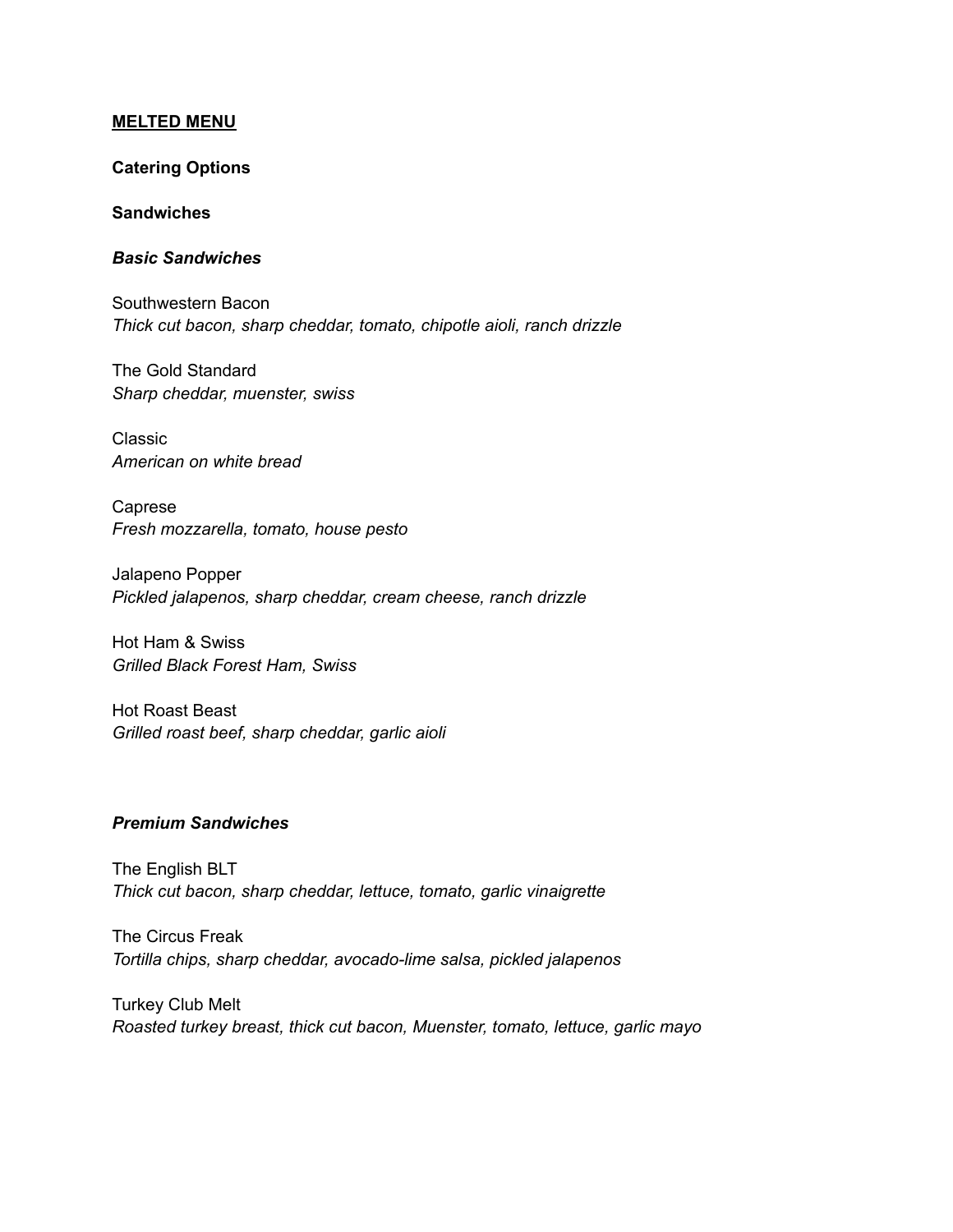# <u>MELTED MENU</u>

## Catering Options

### Sandwiches

#### ***Basic Sandwiches***

Southwestern Bacon
*Thick cut bacon, sharp cheddar, tomato, chipotle aioli, ranch drizzle*

The Gold Standard
*Sharp cheddar, muenster, swiss*

Classic
*American on white bread*

Caprese
*Fresh mozzarella, tomato, house pesto*

Jalapeno Popper
*Pickled jalapenos, sharp cheddar, cream cheese, ranch drizzle*

Hot Ham & Swiss
*Grilled Black Forest Ham, Swiss*

Hot Roast Beast
*Grilled roast beef, sharp cheddar, garlic aioli*

#### ***Premium Sandwiches***

The English BLT
*Thick cut bacon, sharp cheddar, lettuce, tomato, garlic vinaigrette*

The Circus Freak
*Tortilla chips, sharp cheddar, avocado-lime salsa, pickled jalapenos*

Turkey Club Melt
*Roasted turkey breast, thick cut bacon, Muenster, tomato, lettuce, garlic mayo*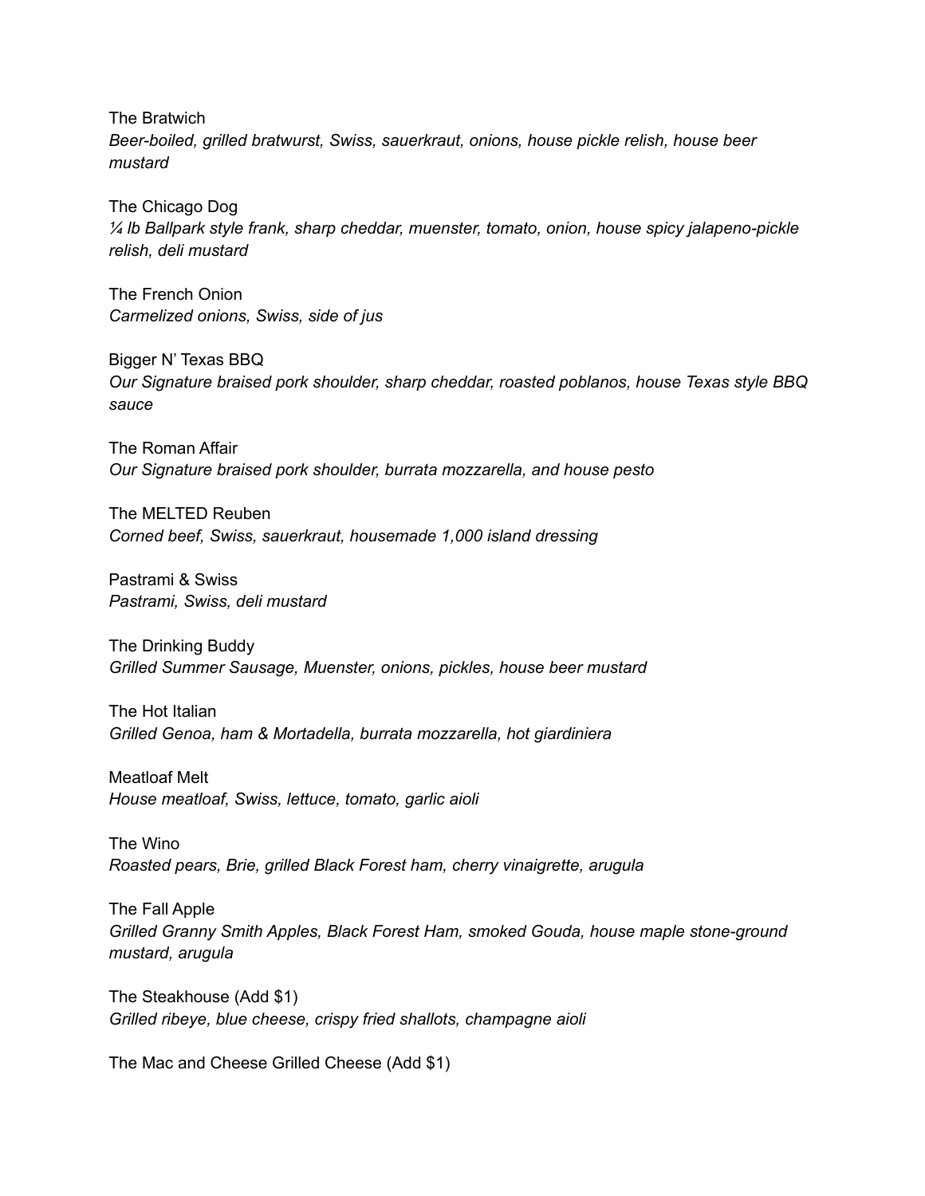The Bratwich
*Beer-boiled, grilled bratwurst, Swiss, sauerkraut, onions, house pickle relish, house beer mustard*

The Chicago Dog
*¼ lb Ballpark style frank, sharp cheddar, muenster, tomato, onion, house spicy jalapeno-pickle relish, deli mustard*

The French Onion
*Carmelized onions, Swiss, side of jus*

Bigger N' Texas BBQ
*Our Signature braised pork shoulder, sharp cheddar, roasted poblanos, house Texas style BBQ sauce*

The Roman Affair
*Our Signature braised pork shoulder, burrata mozzarella, and house pesto*

The MELTED Reuben
*Corned beef, Swiss, sauerkraut, housemade 1,000 island dressing*

Pastrami & Swiss
*Pastrami, Swiss, deli mustard*

The Drinking Buddy
*Grilled Summer Sausage, Muenster, onions, pickles, house beer mustard*

The Hot Italian
*Grilled Genoa, ham & Mortadella, burrata mozzarella, hot giardiniera*

Meatloaf Melt
*House meatloaf, Swiss, lettuce, tomato, garlic aioli*

The Wino
*Roasted pears, Brie, grilled Black Forest ham, cherry vinaigrette, arugula*

The Fall Apple
*Grilled Granny Smith Apples, Black Forest Ham, smoked Gouda, house maple stone-ground mustard, arugula*

The Steakhouse (Add $1)
*Grilled ribeye, blue cheese, crispy fried shallots, champagne aioli*

The Mac and Cheese Grilled Cheese (Add $1)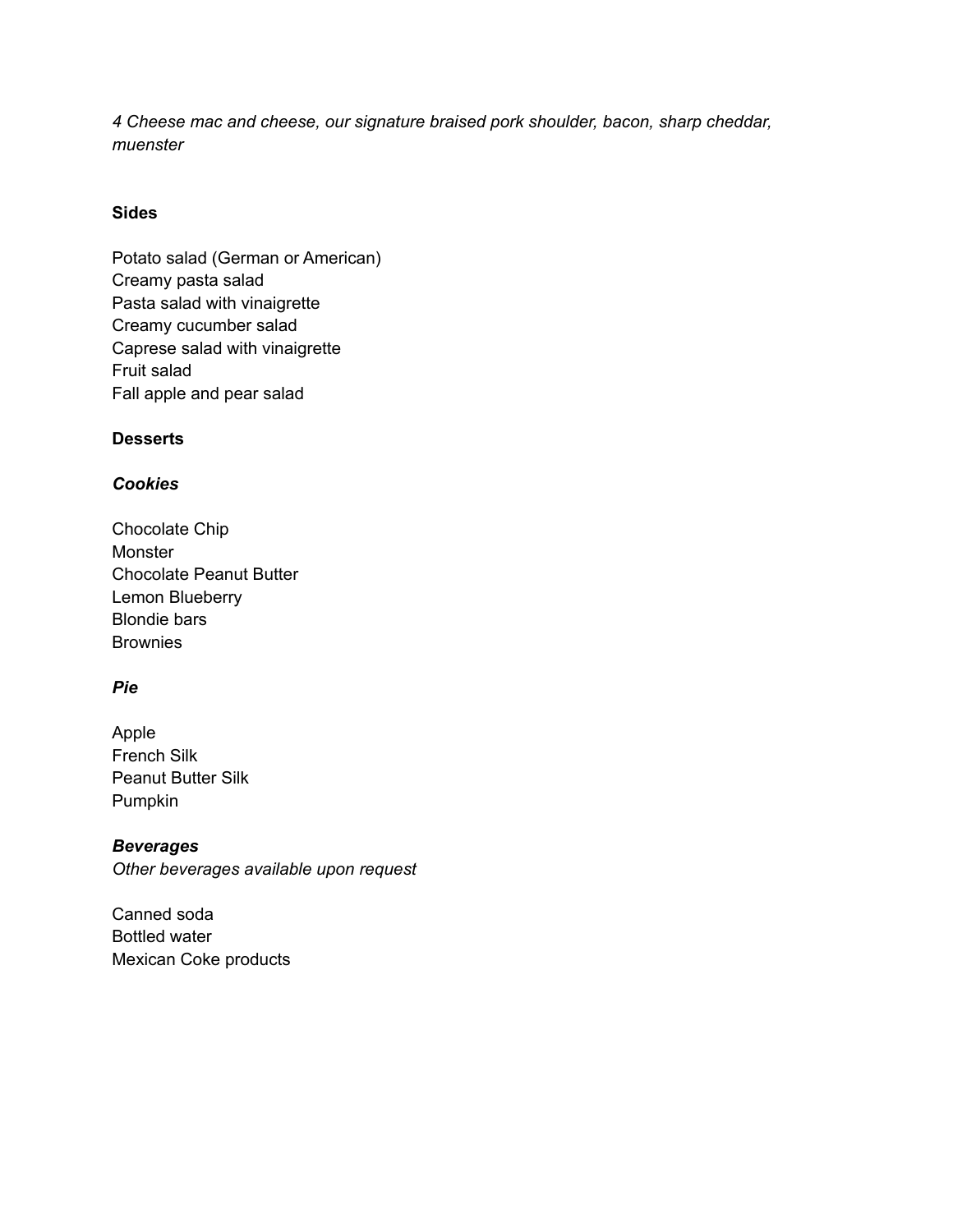*4 Cheese mac and cheese, our signature braised pork shoulder, bacon, sharp cheddar, muenster*

**Sides**

Potato salad (German or American)
Creamy pasta salad
Pasta salad with vinaigrette
Creamy cucumber salad
Caprese salad with vinaigrette
Fruit salad
Fall apple and pear salad

**Desserts**

***Cookies***

Chocolate Chip
Monster
Chocolate Peanut Butter
Lemon Blueberry
Blondie bars
Brownies

***Pie***

Apple
French Silk
Peanut Butter Silk
Pumpkin

***Beverages***
*Other beverages available upon request*

Canned soda
Bottled water
Mexican Coke products